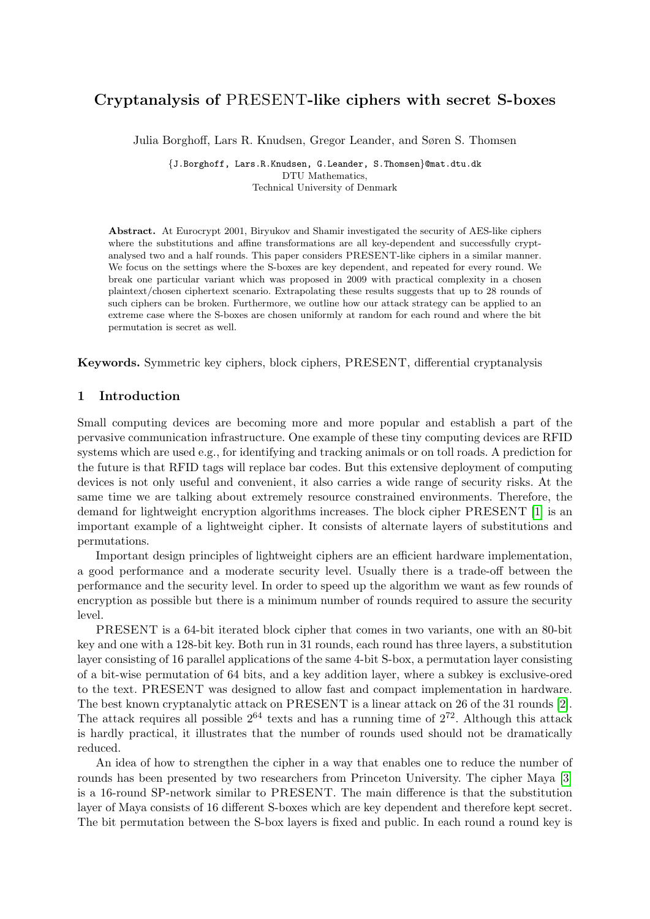# Cryptanalysis of PRESENT-like ciphers with secret S-boxes

Julia Borghoff, Lars R. Knudsen, Gregor Leander, and Søren S. Thomsen

{J.Borghoff, Lars.R.Knudsen, G.Leander, S.Thomsen}@mat.dtu.dk
DTU Mathematics,
Technical University of Denmark

**Abstract.** At Eurocrypt 2001, Biryukov and Shamir investigated the security of AES-like ciphers where the substitutions and affine transformations are all key-dependent and successfully cryptanalysed two and a half rounds. This paper considers PRESENT-like ciphers in a similar manner. We focus on the settings where the S-boxes are key dependent, and repeated for every round. We break one particular variant which was proposed in 2009 with practical complexity in a chosen plaintext/chosen ciphertext scenario. Extrapolating these results suggests that up to 28 rounds of such ciphers can be broken. Furthermore, we outline how our attack strategy can be applied to an extreme case where the S-boxes are chosen uniformly at random for each round and where the bit permutation is secret as well.

**Keywords.** Symmetric key ciphers, block ciphers, PRESENT, differential cryptanalysis

## 1 Introduction

Small computing devices are becoming more and more popular and establish a part of the pervasive communication infrastructure. One example of these tiny computing devices are RFID systems which are used e.g., for identifying and tracking animals or on toll roads. A prediction for the future is that RFID tags will replace bar codes. But this extensive deployment of computing devices is not only useful and convenient, it also carries a wide range of security risks. At the same time we are talking about extremely resource constrained environments. Therefore, the demand for lightweight encryption algorithms increases. The block cipher PRESENT [1] is an important example of a lightweight cipher. It consists of alternate layers of substitutions and permutations.

Important design principles of lightweight ciphers are an efficient hardware implementation, a good performance and a moderate security level. Usually there is a trade-off between the performance and the security level. In order to speed up the algorithm we want as few rounds of encryption as possible but there is a minimum number of rounds required to assure the security level.

PRESENT is a 64-bit iterated block cipher that comes in two variants, one with an 80-bit key and one with a 128-bit key. Both run in 31 rounds, each round has three layers, a substitution layer consisting of 16 parallel applications of the same 4-bit S-box, a permutation layer consisting of a bit-wise permutation of 64 bits, and a key addition layer, where a subkey is exclusive-ored to the text. PRESENT was designed to allow fast and compact implementation in hardware. The best known cryptanalytic attack on PRESENT is a linear attack on 26 of the 31 rounds [2]. The attack requires all possible $2^{64}$ texts and has a running time of $2^{72}$. Although this attack is hardly practical, it illustrates that the number of rounds used should not be dramatically reduced.

An idea of how to strengthen the cipher in a way that enables one to reduce the number of rounds has been presented by two researchers from Princeton University. The cipher Maya [3] is a 16-round SP-network similar to PRESENT. The main difference is that the substitution layer of Maya consists of 16 different S-boxes which are key dependent and therefore kept secret. The bit permutation between the S-box layers is fixed and public. In each round a round key is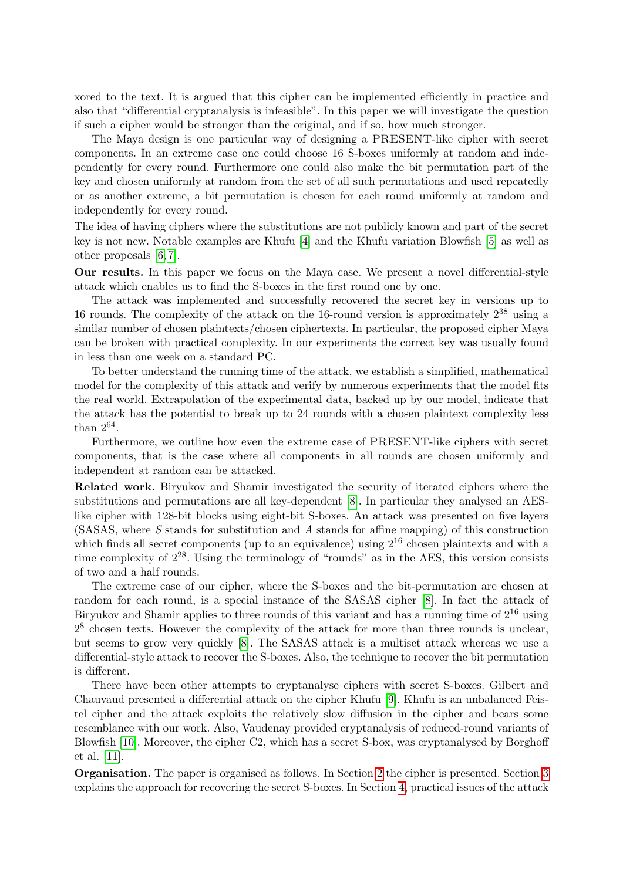xored to the text. It is argued that this cipher can be implemented efficiently in practice and also that "differential cryptanalysis is infeasible". In this paper we will investigate the question if such a cipher would be stronger than the original, and if so, how much stronger.

The Maya design is one particular way of designing a PRESENT-like cipher with secret components. In an extreme case one could choose 16 S-boxes uniformly at random and independently for every round. Furthermore one could also make the bit permutation part of the key and chosen uniformly at random from the set of all such permutations and used repeatedly or as another extreme, a bit permutation is chosen for each round uniformly at random and independently for every round.

The idea of having ciphers where the substitutions are not publicly known and part of the secret key is not new. Notable examples are Khufu [4] and the Khufu variation Blowfish [5] as well as other proposals [6,7].

**Our results.** In this paper we focus on the Maya case. We present a novel differential-style attack which enables us to find the S-boxes in the first round one by one.

The attack was implemented and successfully recovered the secret key in versions up to 16 rounds. The complexity of the attack on the 16-round version is approximately $2^{38}$ using a similar number of chosen plaintexts/chosen ciphertexts. In particular, the proposed cipher Maya can be broken with practical complexity. In our experiments the correct key was usually found in less than one week on a standard PC.

To better understand the running time of the attack, we establish a simplified, mathematical model for the complexity of this attack and verify by numerous experiments that the model fits the real world. Extrapolation of the experimental data, backed up by our model, indicate that the attack has the potential to break up to 24 rounds with a chosen plaintext complexity less than $2^{64}$.

Furthermore, we outline how even the extreme case of PRESENT-like ciphers with secret components, that is the case where all components in all rounds are chosen uniformly and independent at random can be attacked.

**Related work.** Biryukov and Shamir investigated the security of iterated ciphers where the substitutions and permutations are all key-dependent [8]. In particular they analysed an AES-like cipher with 128-bit blocks using eight-bit S-boxes. An attack was presented on five layers (SASAS, where $S$ stands for substitution and $A$ stands for affine mapping) of this construction which finds all secret components (up to an equivalence) using $2^{16}$ chosen plaintexts and with a time complexity of $2^{28}$. Using the terminology of "rounds" as in the AES, this version consists of two and a half rounds.

The extreme case of our cipher, where the S-boxes and the bit-permutation are chosen at random for each round, is a special instance of the SASAS cipher [8]. In fact the attack of Biryukov and Shamir applies to three rounds of this variant and has a running time of $2^{16}$ using $2^8$ chosen texts. However the complexity of the attack for more than three rounds is unclear, but seems to grow very quickly [8]. The SASAS attack is a multiset attack whereas we use a differential-style attack to recover the S-boxes. Also, the technique to recover the bit permutation is different.

There have been other attempts to cryptanalyse ciphers with secret S-boxes. Gilbert and Chauvaud presented a differential attack on the cipher Khufu [9]. Khufu is an unbalanced Feistel cipher and the attack exploits the relatively slow diffusion in the cipher and bears some resemblance with our work. Also, Vaudenay provided cryptanalysis of reduced-round variants of Blowfish [10]. Moreover, the cipher C2, which has a secret S-box, was cryptanalysed by Borghoff et al. [11].

**Organisation.** The paper is organised as follows. In Section 2 the cipher is presented. Section 3 explains the approach for recovering the secret S-boxes. In Section 4, practical issues of the attack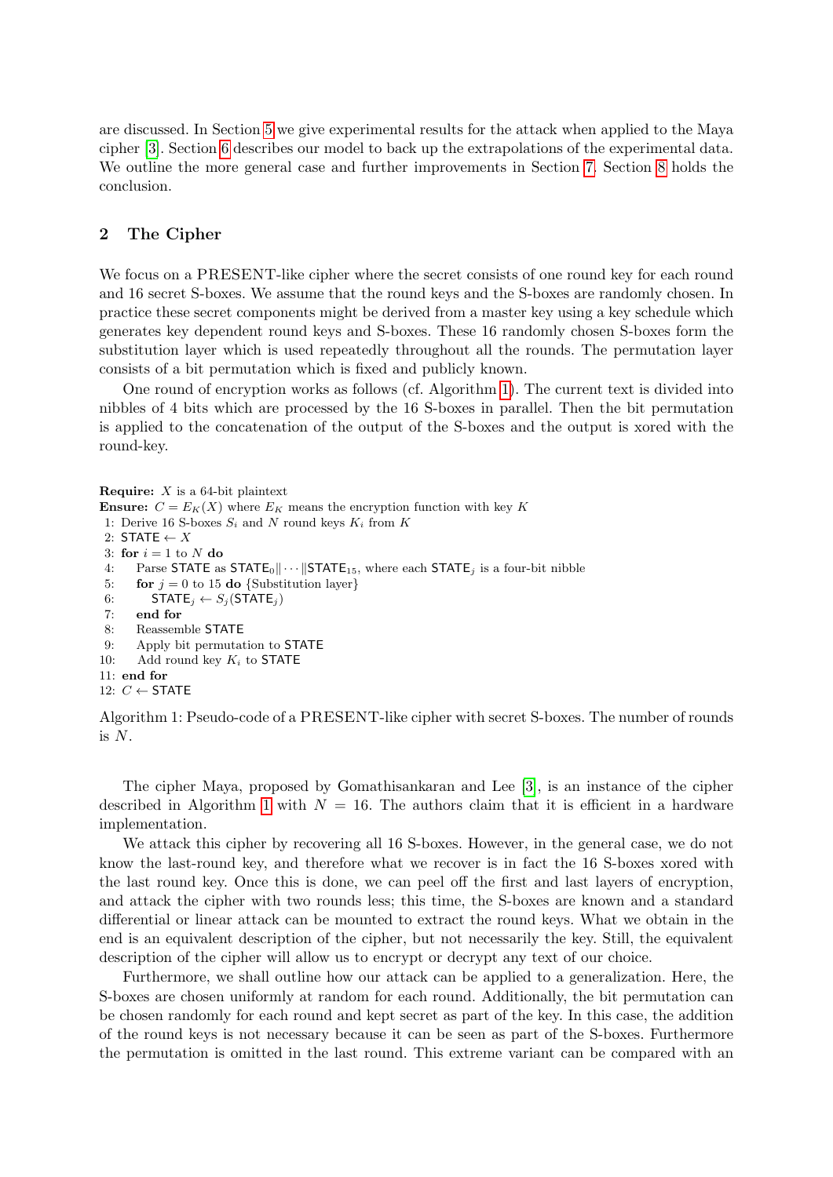are discussed. In Section 5 we give experimental results for the attack when applied to the Maya cipher [3]. Section 6 describes our model to back up the extrapolations of the experimental data. We outline the more general case and further improvements in Section 7. Section 8 holds the conclusion.

## 2 The Cipher

We focus on a PRESENT-like cipher where the secret consists of one round key for each round and 16 secret S-boxes. We assume that the round keys and the S-boxes are randomly chosen. In practice these secret components might be derived from a master key using a key schedule which generates key dependent round keys and S-boxes. These 16 randomly chosen S-boxes form the substitution layer which is used repeatedly throughout all the rounds. The permutation layer consists of a bit permutation which is fixed and publicly known.

One round of encryption works as follows (cf. Algorithm 1). The current text is divided into nibbles of 4 bits which are processed by the 16 S-boxes in parallel. Then the bit permutation is applied to the concatenation of the output of the S-boxes and the output is xored with the round-key.

**Require:** $X$ is a 64-bit plaintext
**Ensure:** $C = E_K(X)$ where $E_K$ means the encryption function with key $K$

```
 1: Derive 16 S-boxes S_i and N round keys K_i from K
 2: STATE ← X
 3: for i = 1 to N do
 4:     Parse STATE as STATE_0 || ··· || STATE_15, where each STATE_j is a four-bit nibble
 5:     for j = 0 to 15 do {Substitution layer}
 6:         STATE_j ← S_j(STATE_j)
 7:     end for
 8:     Reassemble STATE
 9:     Apply bit permutation to STATE
10:     Add round key K_i to STATE
11: end for
12: C ← STATE
```

Algorithm 1: Pseudo-code of a PRESENT-like cipher with secret S-boxes. The number of rounds is $N$.

The cipher Maya, proposed by Gomathisankaran and Lee [3], is an instance of the cipher described in Algorithm 1 with $N = 16$. The authors claim that it is efficient in a hardware implementation.

We attack this cipher by recovering all 16 S-boxes. However, in the general case, we do not know the last-round key, and therefore what we recover is in fact the 16 S-boxes xored with the last round key. Once this is done, we can peel off the first and last layers of encryption, and attack the cipher with two rounds less; this time, the S-boxes are known and a standard differential or linear attack can be mounted to extract the round keys. What we obtain in the end is an equivalent description of the cipher, but not necessarily the key. Still, the equivalent description of the cipher will allow us to encrypt or decrypt any text of our choice.

Furthermore, we shall outline how our attack can be applied to a generalization. Here, the S-boxes are chosen uniformly at random for each round. Additionally, the bit permutation can be chosen randomly for each round and kept secret as part of the key. In this case, the addition of the round keys is not necessary because it can be seen as part of the S-boxes. Furthermore the permutation is omitted in the last round. This extreme variant can be compared with an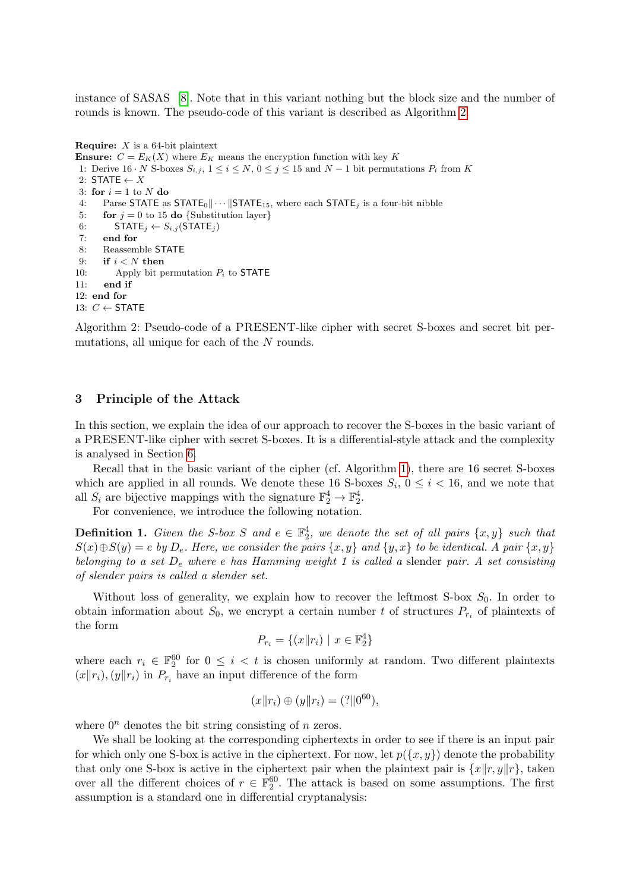instance of SASAS [8]. Note that in this variant nothing but the block size and the number of rounds is known. The pseudo-code of this variant is described as Algorithm 2.

**Require:** $X$ is a 64-bit plaintext
**Ensure:** $C = E_K(X)$ where $E_K$ means the encryption function with key $K$

```
 1: Derive 16·N S-boxes S_{i,j}, 1 ≤ i ≤ N, 0 ≤ j ≤ 15 and N − 1 bit permutations P_i from K
 2: STATE ← X
 3: for i = 1 to N do
 4:    Parse STATE as STATE_0 ‖ ··· ‖ STATE_15, where each STATE_j is a four-bit nibble
 5:    for j = 0 to 15 do {Substitution layer}
 6:       STATE_j ← S_{i,j}(STATE_j)
 7:    end for
 8:    Reassemble STATE
 9:    if i < N then
10:       Apply bit permutation P_i to STATE
11:    end if
12: end for
13: C ← STATE
```

Algorithm 2: Pseudo-code of a PRESENT-like cipher with secret S-boxes and secret bit permutations, all unique for each of the $N$ rounds.

## 3 Principle of the Attack

In this section, we explain the idea of our approach to recover the S-boxes in the basic variant of a PRESENT-like cipher with secret S-boxes. It is a differential-style attack and the complexity is analysed in Section 6.

Recall that in the basic variant of the cipher (cf. Algorithm 1), there are 16 secret S-boxes which are applied in all rounds. We denote these 16 S-boxes $S_i$, $0 \leq i < 16$, and we note that all $S_i$ are bijective mappings with the signature $\mathbb{F}_2^4 \to \mathbb{F}_2^4$.

For convenience, we introduce the following notation.

**Definition 1.** *Given the S-box $S$ and $e \in \mathbb{F}_2^4$, we denote the set of all pairs $\{x, y\}$ such that $S(x) \oplus S(y) = e$ by $D_e$. Here, we consider the pairs $\{x, y\}$ and $\{y, x\}$ to be identical. A pair $\{x, y\}$ belonging to a set $D_e$ where $e$ has Hamming weight 1 is called a* slender *pair. A set consisting of slender pairs is called a slender set.*

Without loss of generality, we explain how to recover the leftmost S-box $S_0$. In order to obtain information about $S_0$, we encrypt a certain number $t$ of structures $P_{r_i}$ of plaintexts of the form

$$P_{r_i} = \{(x \| r_i) \mid x \in \mathbb{F}_2^4\}$$

where each $r_i \in \mathbb{F}_2^{60}$ for $0 \leq i < t$ is chosen uniformly at random. Two different plaintexts $(x\|r_i), (y\|r_i)$ in $P_{r_i}$ have an input difference of the form

$$(x\|r_i) \oplus (y\|r_i) = (?\|0^{60}),$$

where $0^n$ denotes the bit string consisting of $n$ zeros.

We shall be looking at the corresponding ciphertexts in order to see if there is an input pair for which only one S-box is active in the ciphertext. For now, let $p(\{x, y\})$ denote the probability that only one S-box is active in the ciphertext pair when the plaintext pair is $\{x\|r, y\|r\}$, taken over all the different choices of $r \in \mathbb{F}_2^{60}$. The attack is based on some assumptions. The first assumption is a standard one in differential cryptanalysis: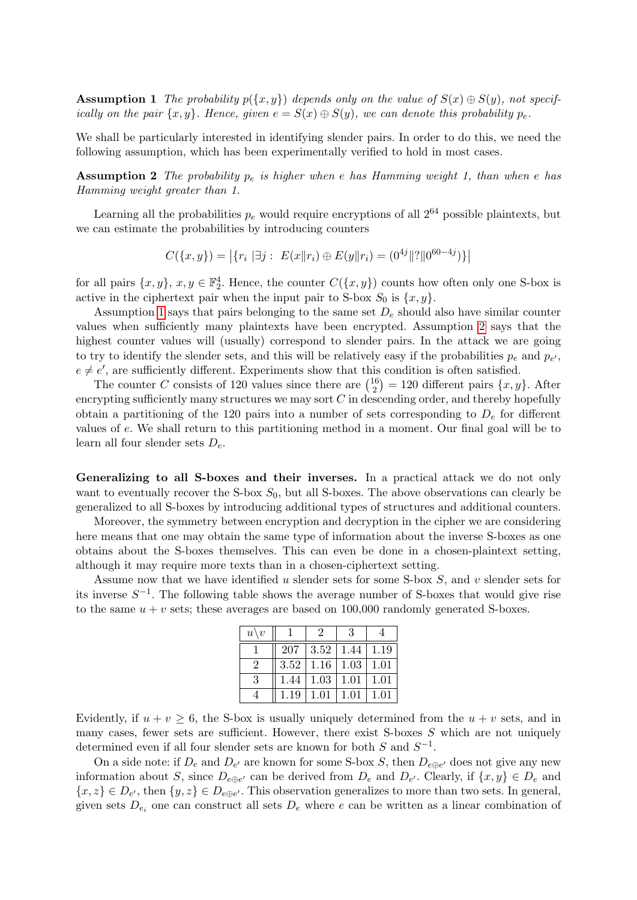**Assumption 1** *The probability $p_{\oplus}(\{x, y\})$ depends only on the value of $S(x) \oplus S(y)$, not specifically on the pair $\{x, y\}$. Hence, given $e = S(x) \oplus S(y)$, we can denote this probability $p_e$.*

We shall be particularly interested in identifying slender pairs. In order to do this, we need the following assumption, which has been experimentally verified to hold in most cases.

**Assumption 2** *The probability $p_e$ is higher when $e$ has Hamming weight 1, than when $e$ has Hamming weight greater than 1.*

Learning all the probabilities $p_e$ would require encryptions of all $2^{64}$ possible plaintexts, but we can estimate the probabilities by introducing counters

$$C(\{x, y\}) = \left|\{r_i \mid \exists j : \ E(x \| r_i) \oplus E(y \| r_i) = (0^{4j} \| ? \| 0^{60-4j})\}\right|$$

for all pairs $\{x, y\}$, $x, y \in \mathbb{F}_2^4$. Hence, the counter $C(\{x, y\})$ counts how often only one S-box is active in the ciphertext pair when the input pair to S-box $S_0$ is $\{x, y\}$.

Assumption 1 says that pairs belonging to the same set $D_e$ should also have similar counter values when sufficiently many plaintexts have been encrypted. Assumption 2 says that the highest counter values will (usually) correspond to slender pairs. In the attack we are going to try to identify the slender sets, and this will be relatively easy if the probabilities $p_e$ and $p_{e'}$, $e \neq e'$, are sufficiently different. Experiments show that this condition is often satisfied.

The counter $C$ consists of 120 values since there are $\binom{16}{2} = 120$ different pairs $\{x, y\}$. After encrypting sufficiently many structures we may sort $C$ in descending order, and thereby hopefully obtain a partitioning of the 120 pairs into a number of sets corresponding to $D_e$ for different values of $e$. We shall return to this partitioning method in a moment. Our final goal will be to learn all four slender sets $D_e$.

**Generalizing to all S-boxes and their inverses.** In a practical attack we do not only want to eventually recover the S-box $S_0$, but all S-boxes. The above observations can clearly be generalized to all S-boxes by introducing additional types of structures and additional counters.

Moreover, the symmetry between encryption and decryption in the cipher we are considering here means that one may obtain the same type of information about the inverse S-boxes as one obtains about the S-boxes themselves. This can even be done in a chosen-plaintext setting, although it may require more texts than in a chosen-ciphertext setting.

Assume now that we have identified $u$ slender sets for some S-box $S$, and $v$ slender sets for its inverse $S^{-1}$. The following table shows the average number of S-boxes that would give rise to the same $u + v$ sets; these averages are based on 100,000 randomly generated S-boxes.

| $u \backslash v$ | 1 | 2 | 3 | 4 |
|---|---|---|---|---|
| 1 | 207 | 3.52 | 1.44 | 1.19 |
| 2 | 3.52 | 1.16 | 1.03 | 1.01 |
| 3 | 1.44 | 1.03 | 1.01 | 1.01 |
| 4 | 1.19 | 1.01 | 1.01 | 1.01 |

Evidently, if $u + v \geq 6$, the S-box is usually uniquely determined from the $u + v$ sets, and in many cases, fewer sets are sufficient. However, there exist S-boxes $S$ which are not uniquely determined even if all four slender sets are known for both $S$ and $S^{-1}$.

On a side note: if $D_e$ and $D_{e'}$ are known for some S-box $S$, then $D_{e \oplus e'}$ does not give any new information about $S$, since $D_{e \oplus e'}$ can be derived from $D_e$ and $D_{e'}$. Clearly, if $\{x, y\} \in D_e$ and $\{x, z\} \in D_{e'}$, then $\{y, z\} \in D_{e \oplus e'}$. This observation generalizes to more than two sets. In general, given sets $D_{e_i}$ one can construct all sets $D_e$ where $e$ can be written as a linear combination of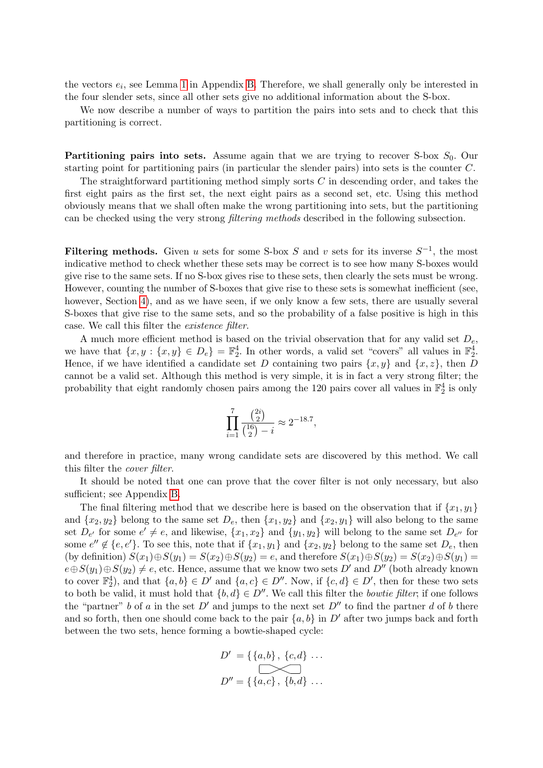the vectors $e_i$, see Lemma 1 in Appendix B. Therefore, we shall generally only be interested in the four slender sets, since all other sets give no additional information about the S-box.

We now describe a number of ways to partition the pairs into sets and to check that this partitioning is correct.

**Partitioning pairs into sets.** Assume again that we are trying to recover S-box $S_0$. Our starting point for partitioning pairs (in particular the slender pairs) into sets is the counter $C$.

The straightforward partitioning method simply sorts $C$ in descending order, and takes the first eight pairs as the first set, the next eight pairs as a second set, etc. Using this method obviously means that we shall often make the wrong partitioning into sets, but the partitioning can be checked using the very strong *filtering methods* described in the following subsection.

**Filtering methods.** Given $u$ sets for some S-box $S$ and $v$ sets for its inverse $S^{-1}$, the most indicative method to check whether these sets may be correct is to see how many S-boxes would give rise to the same sets. If no S-box gives rise to these sets, then clearly the sets must be wrong. However, counting the number of S-boxes that give rise to these sets is somewhat inefficient (see, however, Section 4), and as we have seen, if we only know a few sets, there are usually several S-boxes that give rise to the same sets, and so the probability of a false positive is high in this case. We call this filter the *existence filter*.

A much more efficient method is based on the trivial observation that for any valid set $D_e$, we have that $\{x, y : \{x, y\} \in D_e\} = \mathbb{F}_2^4$. In other words, a valid set "covers" all values in $\mathbb{F}_2^4$. Hence, if we have identified a candidate set $D$ containing two pairs $\{x, y\}$ and $\{x, z\}$, then $D$ cannot be a valid set. Although this method is very simple, it is in fact a very strong filter; the probability that eight randomly chosen pairs among the 120 pairs cover all values in $\mathbb{F}_2^4$ is only

$$\prod_{i=1}^{7} \frac{\binom{2i}{2}}{\binom{16}{2} - i} \approx 2^{-18.7},$$

and therefore in practice, many wrong candidate sets are discovered by this method. We call this filter the *cover filter*.

It should be noted that one can prove that the cover filter is not only necessary, but also sufficient; see Appendix B.

The final filtering method that we describe here is based on the observation that if $\{x_1, y_1\}$ and $\{x_2, y_2\}$ belong to the same set $D_e$, then $\{x_1, y_2\}$ and $\{x_2, y_1\}$ will also belong to the same set $D_{e'}$ for some $e' \neq e$, and likewise, $\{x_1, x_2\}$ and $\{y_1, y_2\}$ will belong to the same set $D_{e''}$ for some $e'' \notin \{e, e'\}$. To see this, note that if $\{x_1, y_1\}$ and $\{x_2, y_2\}$ belong to the same set $D_e$, then (by definition) $S(x_1) \oplus S(y_1) = S(x_2) \oplus S(y_2) = e$, and therefore $S(x_1) \oplus S(y_2) = S(x_2) \oplus S(y_1) = e \oplus S(y_1) \oplus S(y_2) \neq e$, etc. Hence, assume that we know two sets $D'$ and $D''$ (both already known to cover $\mathbb{F}_2^4$), and that $\{a, b\} \in D'$ and $\{a, c\} \in D''$. Now, if $\{c, d\} \in D'$, then for these two sets to both be valid, it must hold that $\{b, d\} \in D''$. We call this filter the *bowtie filter*; if one follows the "partner" $b$ of $a$ in the set $D'$ and jumps to the next set $D''$ to find the partner $d$ of $b$ there and so forth, then one should come back to the pair $\{a, b\}$ in $D'$ after two jumps back and forth between the two sets, hence forming a bowtie-shaped cycle:

$$D' = \{\{a,b\}, \{c,d\} \ldots$$
$$D'' = \{\{a,c\}, \{b,d\} \ldots$$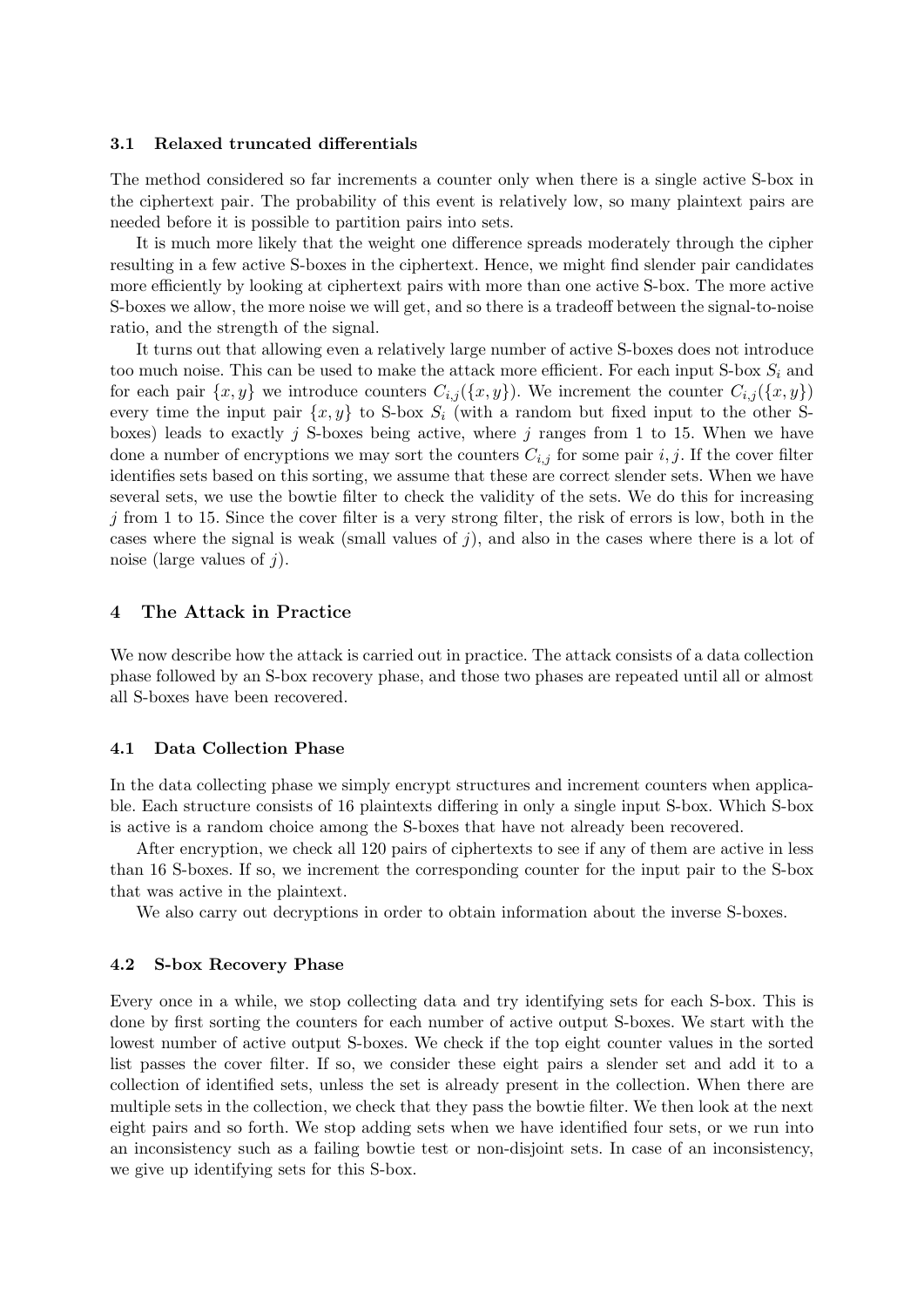### 3.1 Relaxed truncated differentials

The method considered so far increments a counter only when there is a single active S-box in the ciphertext pair. The probability of this event is relatively low, so many plaintext pairs are needed before it is possible to partition pairs into sets.

It is much more likely that the weight one difference spreads moderately through the cipher resulting in a few active S-boxes in the ciphertext. Hence, we might find slender pair candidates more efficiently by looking at ciphertext pairs with more than one active S-box. The more active S-boxes we allow, the more noise we will get, and so there is a tradeoff between the signal-to-noise ratio, and the strength of the signal.

It turns out that allowing even a relatively large number of active S-boxes does not introduce too much noise. This can be used to make the attack more efficient. For each input S-box $S_i$ and for each pair $\{x, y\}$ we introduce counters $C_{i,j}(\{x, y\})$. We increment the counter $C_{i,j}(\{x, y\})$ every time the input pair $\{x, y\}$ to S-box $S_i$ (with a random but fixed input to the other S-boxes) leads to exactly $j$ S-boxes being active, where $j$ ranges from 1 to 15. When we have done a number of encryptions we may sort the counters $C_{i,j}$ for some pair $i, j$. If the cover filter identifies sets based on this sorting, we assume that these are correct slender sets. When we have several sets, we use the bowtie filter to check the validity of the sets. We do this for increasing $j$ from 1 to 15. Since the cover filter is a very strong filter, the risk of errors is low, both in the cases where the signal is weak (small values of $j$), and also in the cases where there is a lot of noise (large values of $j$).

## 4 The Attack in Practice

We now describe how the attack is carried out in practice. The attack consists of a data collection phase followed by an S-box recovery phase, and those two phases are repeated until all or almost all S-boxes have been recovered.

### 4.1 Data Collection Phase

In the data collecting phase we simply encrypt structures and increment counters when applicable. Each structure consists of 16 plaintexts differing in only a single input S-box. Which S-box is active is a random choice among the S-boxes that have not already been recovered.

After encryption, we check all 120 pairs of ciphertexts to see if any of them are active in less than 16 S-boxes. If so, we increment the corresponding counter for the input pair to the S-box that was active in the plaintext.

We also carry out decryptions in order to obtain information about the inverse S-boxes.

### 4.2 S-box Recovery Phase

Every once in a while, we stop collecting data and try identifying sets for each S-box. This is done by first sorting the counters for each number of active output S-boxes. We start with the lowest number of active output S-boxes. We check if the top eight counter values in the sorted list passes the cover filter. If so, we consider these eight pairs a slender set and add it to a collection of identified sets, unless the set is already present in the collection. When there are multiple sets in the collection, we check that they pass the bowtie filter. We then look at the next eight pairs and so forth. We stop adding sets when we have identified four sets, or we run into an inconsistency such as a failing bowtie test or non-disjoint sets. In case of an inconsistency, we give up identifying sets for this S-box.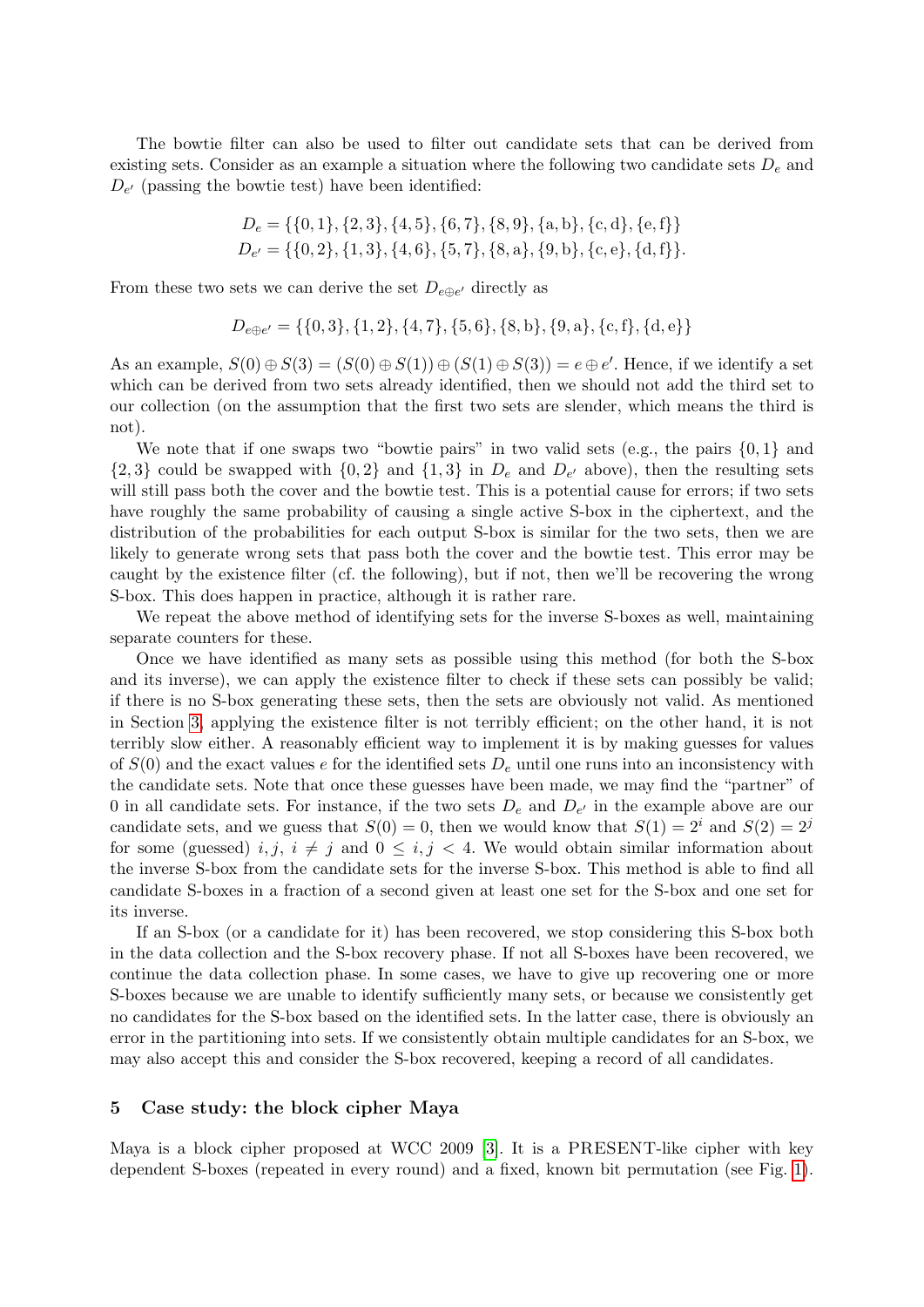The bowtie filter can also be used to filter out candidate sets that can be derived from existing sets. Consider as an example a situation where the following two candidate sets $D_e$ and $D_{e'}$ (passing the bowtie test) have been identified:

$$D_e = \{\{0,1\},\{2,3\},\{4,5\},\{6,7\},\{8,9\},\{\mathrm{a},\mathrm{b}\},\{\mathrm{c},\mathrm{d}\},\{\mathrm{e},\mathrm{f}\}\}$$
$$D_{e'} = \{\{0,2\},\{1,3\},\{4,6\},\{5,7\},\{8,\mathrm{a}\},\{9,\mathrm{b}\},\{\mathrm{c},\mathrm{e}\},\{\mathrm{d},\mathrm{f}\}\}.$$

From these two sets we can derive the set $D_{e \oplus e'}$ directly as

$$D_{e \oplus e'} = \{\{0,3\},\{1,2\},\{4,7\},\{5,6\},\{8,\mathrm{b}\},\{9,\mathrm{a}\},\{\mathrm{c},\mathrm{f}\},\{\mathrm{d},\mathrm{e}\}\}$$

As an example, $S(0) \oplus S(3) = (S(0) \oplus S(1)) \oplus (S(1) \oplus S(3)) = e \oplus e'$. Hence, if we identify a set which can be derived from two sets already identified, then we should not add the third set to our collection (on the assumption that the first two sets are slender, which means the third is not).

We note that if one swaps two "bowtie pairs" in two valid sets (e.g., the pairs $\{0,1\}$ and $\{2,3\}$ could be swapped with $\{0,2\}$ and $\{1,3\}$ in $D_e$ and $D_{e'}$ above), then the resulting sets will still pass both the cover and the bowtie test. This is a potential cause for errors; if two sets have roughly the same probability of causing a single active S-box in the ciphertext, and the distribution of the probabilities for each output S-box is similar for the two sets, then we are likely to generate wrong sets that pass both the cover and the bowtie test. This error may be caught by the existence filter (cf. the following), but if not, then we'll be recovering the wrong S-box. This does happen in practice, although it is rather rare.

We repeat the above method of identifying sets for the inverse S-boxes as well, maintaining separate counters for these.

Once we have identified as many sets as possible using this method (for both the S-box and its inverse), we can apply the existence filter to check if these sets can possibly be valid; if there is no S-box generating these sets, then the sets are obviously not valid. As mentioned in Section 3, applying the existence filter is not terribly efficient; on the other hand, it is not terribly slow either. A reasonably efficient way to implement it is by making guesses for values of $S(0)$ and the exact values $e$ for the identified sets $D_e$ until one runs into an inconsistency with the candidate sets. Note that once these guesses have been made, we may find the "partner" of 0 in all candidate sets. For instance, if the two sets $D_e$ and $D_{e'}$ in the example above are our candidate sets, and we guess that $S(0) = 0$, then we would know that $S(1) = 2^i$ and $S(2) = 2^j$ for some (guessed) $i, j$, $i \neq j$ and $0 \leq i, j < 4$. We would obtain similar information about the inverse S-box from the candidate sets for the inverse S-box. This method is able to find all candidate S-boxes in a fraction of a second given at least one set for the S-box and one set for its inverse.

If an S-box (or a candidate for it) has been recovered, we stop considering this S-box both in the data collection and the S-box recovery phase. If not all S-boxes have been recovered, we continue the data collection phase. In some cases, we have to give up recovering one or more S-boxes because we are unable to identify sufficiently many sets, or because we consistently get no candidates for the S-box based on the identified sets. In the latter case, there is obviously an error in the partitioning into sets. If we consistently obtain multiple candidates for an S-box, we may also accept this and consider the S-box recovered, keeping a record of all candidates.

## 5 Case study: the block cipher Maya

Maya is a block cipher proposed at WCC 2009 [3]. It is a PRESENT-like cipher with key dependent S-boxes (repeated in every round) and a fixed, known bit permutation (see Fig. 1).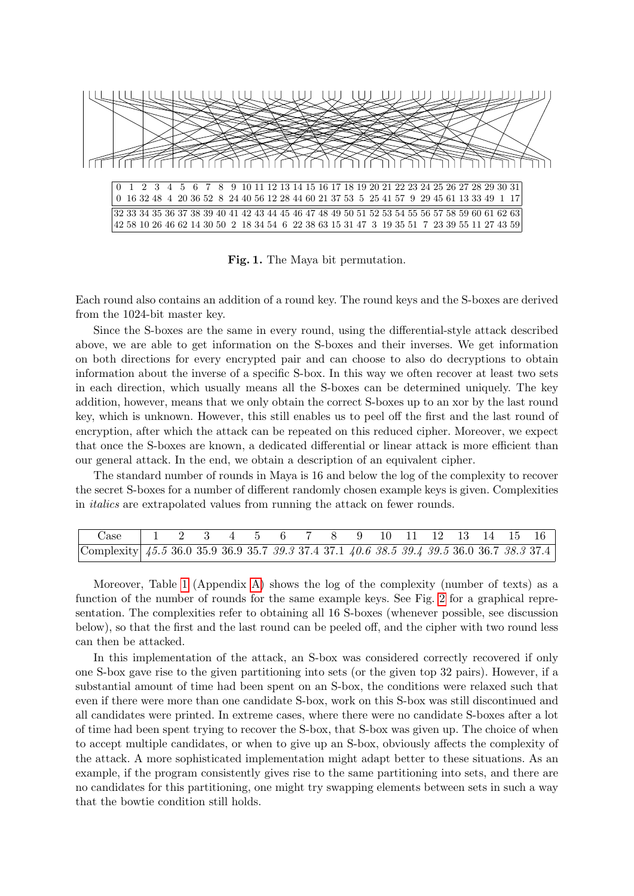| | | | | | | | | | | | | | | | | | | | | | | | | | | | | | | | |
|---|---|---|---|---|---|---|---|---|---|---|---|---|---|---|---|---|---|---|---|---|---|---|---|---|---|---|---|---|---|---|---|
| 0 | 1 | 2 | 3 | 4 | 5 | 6 | 7 | 8 | 9 | 10 | 11 | 12 | 13 | 14 | 15 | 16 | 17 | 18 | 19 | 20 | 21 | 22 | 23 | 24 | 25 | 26 | 27 | 28 | 29 | 30 | 31 |
| 0 | 16 | 32 | 48 | 4 | 20 | 36 | 52 | 8 | 24 | 40 | 56 | 12 | 28 | 44 | 60 | 21 | 37 | 53 | 5 | 25 | 41 | 57 | 9 | 29 | 45 | 61 | 13 | 33 | 49 | 1 | 17 |
| 32 | 33 | 34 | 35 | 36 | 37 | 38 | 39 | 40 | 41 | 42 | 43 | 44 | 45 | 46 | 47 | 48 | 49 | 50 | 51 | 52 | 53 | 54 | 55 | 56 | 57 | 58 | 59 | 60 | 61 | 62 | 63 |
| 42 | 58 | 10 | 26 | 46 | 62 | 14 | 30 | 50 | 2 | 18 | 34 | 54 | 6 | 22 | 38 | 63 | 15 | 31 | 47 | 3 | 19 | 35 | 51 | 7 | 23 | 39 | 55 | 11 | 27 | 43 | 59 |

**Fig. 1.** The Maya bit permutation.

Each round also contains an addition of a round key. The round keys and the S-boxes are derived from the 1024-bit master key.

Since the S-boxes are the same in every round, using the differential-style attack described above, we are able to get information on the S-boxes and their inverses. We get information on both directions for every encrypted pair and can choose to also do decryptions to obtain information about the inverse of a specific S-box. In this way we often recover at least two sets in each direction, which usually means all the S-boxes can be determined uniquely. The key addition, however, means that we only obtain the correct S-boxes up to an xor by the last round key, which is unknown. However, this still enables us to peel off the first and the last round of encryption, after which the attack can be repeated on this reduced cipher. Moreover, we expect that once the S-boxes are known, a dedicated differential or linear attack is more efficient than our general attack. In the end, we obtain a description of an equivalent cipher.

The standard number of rounds in Maya is 16 and below the log of the complexity to recover the secret S-boxes for a number of different randomly chosen example keys is given. Complexities in *italics* are extrapolated values from running the attack on fewer rounds.

| Case | 1 | 2 | 3 | 4 | 5 | 6 | 7 | 8 | 9 | 10 | 11 | 12 | 13 | 14 | 15 | 16 |
|---|---|---|---|---|---|---|---|---|---|---|---|---|---|---|---|---|
| Complexity | *45.5* | 36.0 | 35.9 | 36.9 | 35.7 | *39.3* | 37.4 | 37.1 | *40.6* | *38.5* | *39.4* | *39.5* | 36.0 | 36.7 | *38.3* | 37.4 |

Moreover, Table 1 (Appendix A) shows the log of the complexity (number of texts) as a function of the number of rounds for the same example keys. See Fig. 2 for a graphical representation. The complexities refer to obtaining all 16 S-boxes (whenever possible, see discussion below), so that the first and the last round can be peeled off, and the cipher with two round less can then be attacked.

In this implementation of the attack, an S-box was considered correctly recovered if only one S-box gave rise to the given partitioning into sets (or the given top 32 pairs). However, if a substantial amount of time had been spent on an S-box, the conditions were relaxed such that even if there were more than one candidate S-box, work on this S-box was still discontinued and all candidates were printed. In extreme cases, where there were no candidate S-boxes after a lot of time had been spent trying to recover the S-box, that S-box was given up. The choice of when to accept multiple candidates, or when to give up an S-box, obviously affects the complexity of the attack. A more sophisticated implementation might adapt better to these situations. As an example, if the program consistently gives rise to the same partitioning into sets, and there are no candidates for this partitioning, one might try swapping elements between sets in such a way that the bowtie condition still holds.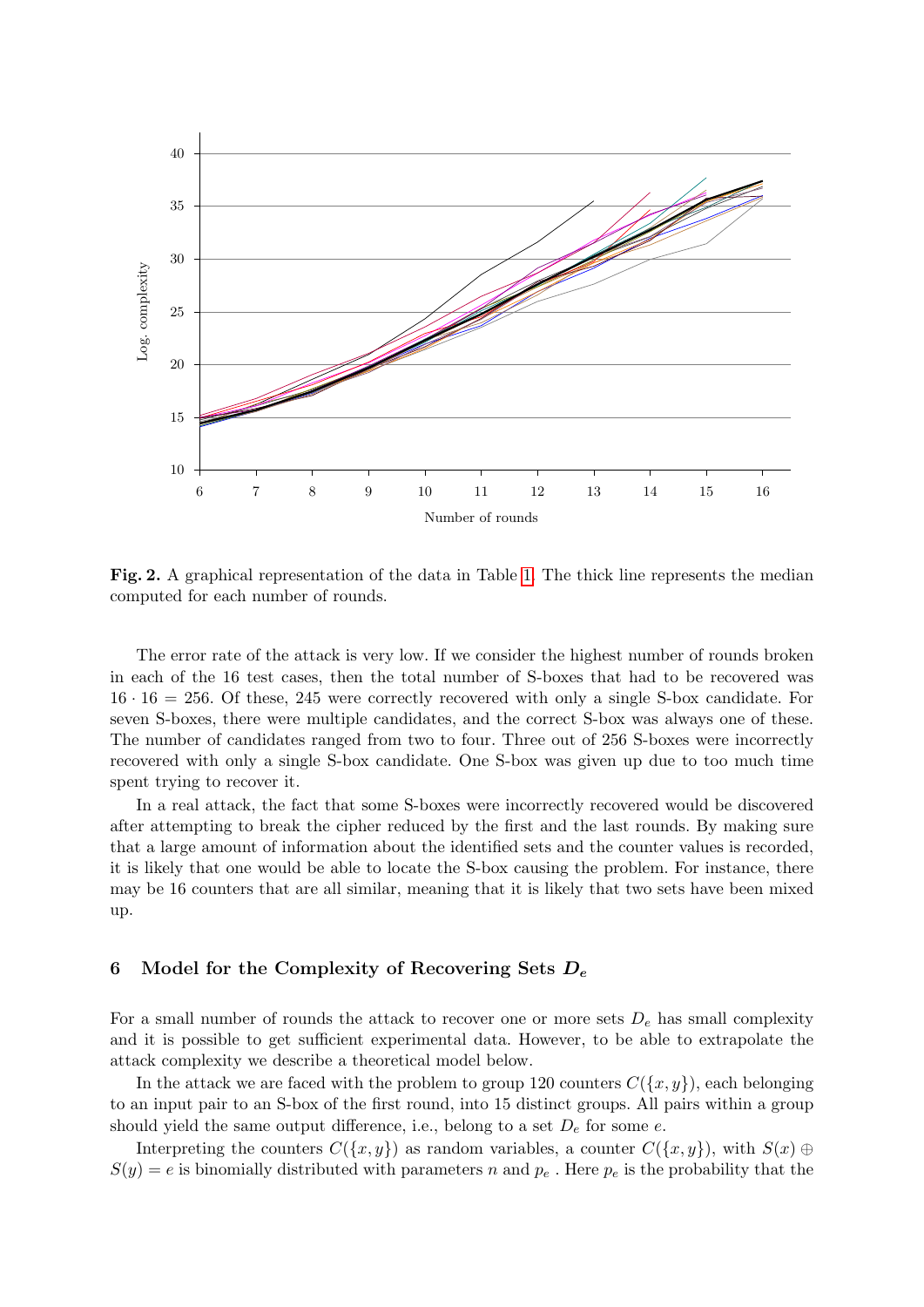**Fig. 2.** A graphical representation of the data in Table 1. The thick line represents the median computed for each number of rounds.

The error rate of the attack is very low. If we consider the highest number of rounds broken in each of the 16 test cases, then the total number of S-boxes that had to be recovered was $16 \cdot 16 = 256$. Of these, 245 were correctly recovered with only a single S-box candidate. For seven S-boxes, there were multiple candidates, and the correct S-box was always one of these. The number of candidates ranged from two to four. Three out of 256 S-boxes were incorrectly recovered with only a single S-box candidate. One S-box was given up due to too much time spent trying to recover it.

In a real attack, the fact that some S-boxes were incorrectly recovered would be discovered after attempting to break the cipher reduced by the first and the last rounds. By making sure that a large amount of information about the identified sets and the counter values is recorded, it is likely that one would be able to locate the S-box causing the problem. For instance, there may be 16 counters that are all similar, meaning that it is likely that two sets have been mixed up.

## 6 Model for the Complexity of Recovering Sets $D_e$

For a small number of rounds the attack to recover one or more sets $D_e$ has small complexity and it is possible to get sufficient experimental data. However, to be able to extrapolate the attack complexity we describe a theoretical model below.

In the attack we are faced with the problem to group 120 counters $C(\{x, y\})$, each belonging to an input pair to an S-box of the first round, into 15 distinct groups. All pairs within a group should yield the same output difference, i.e., belong to a set $D_e$ for some $e$.

Interpreting the counters $C(\{x, y\})$ as random variables, a counter $C(\{x, y\})$, with $S(x) \oplus S(y) = e$ is binomially distributed with parameters $n$ and $p_e$ . Here $p_e$ is the probability that the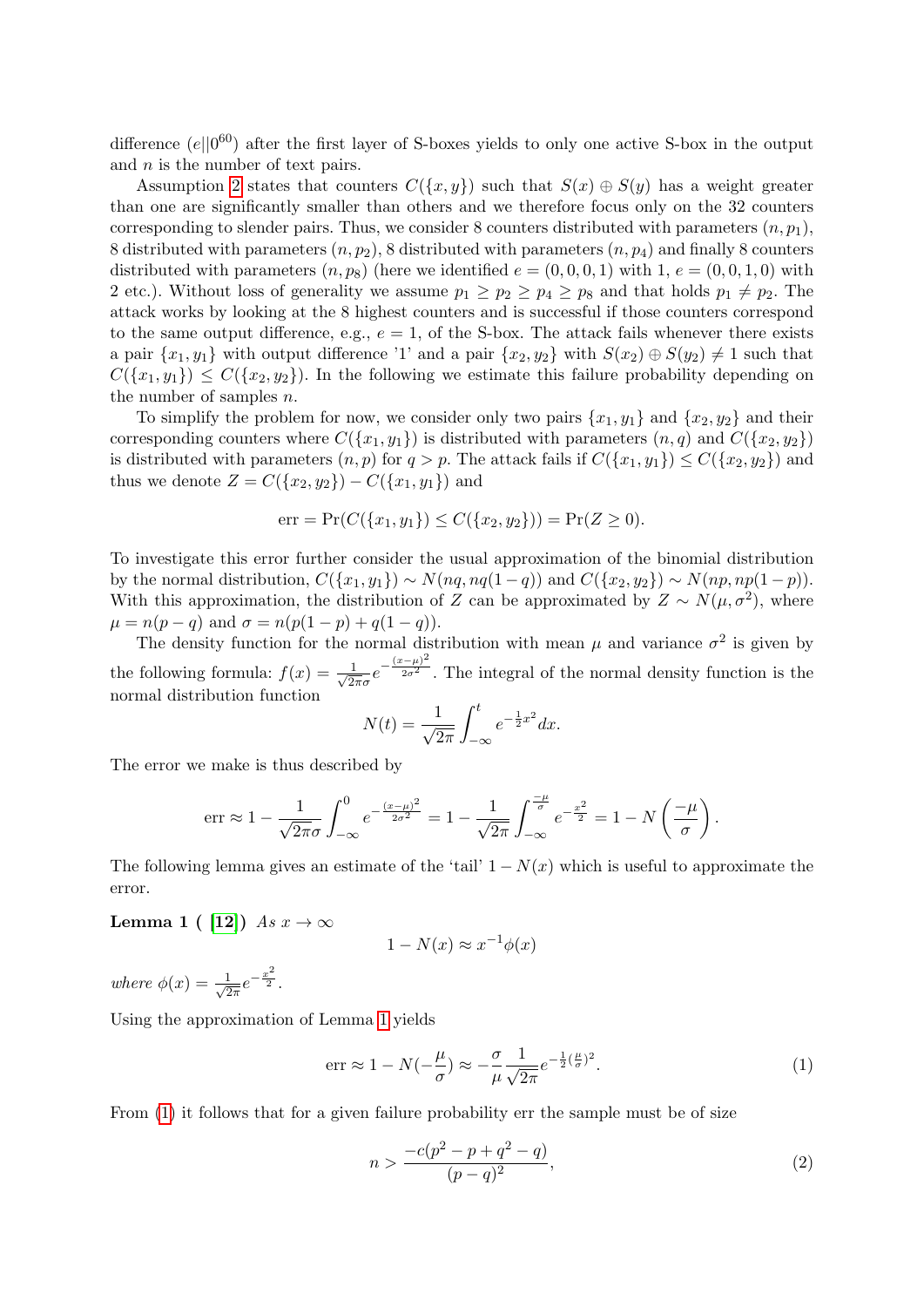difference $(e||0^{60})$ after the first layer of S-boxes yields to only one active S-box in the output and $n$ is the number of text pairs.

Assumption 2 states that counters $C(\{x,y\})$ such that $S(x) \oplus S(y)$ has a weight greater than one are significantly smaller than others and we therefore focus only on the 32 counters corresponding to slender pairs. Thus, we consider 8 counters distributed with parameters $(n, p_1)$, 8 distributed with parameters $(n, p_2)$, 8 distributed with parameters $(n, p_4)$ and finally 8 counters distributed with parameters $(n, p_8)$ (here we identified $e = (0,0,0,1)$ with 1, $e = (0,0,1,0)$ with 2 etc.). Without loss of generality we assume $p_1 \geq p_2 \geq p_4 \geq p_8$ and that holds $p_1 \neq p_2$. The attack works by looking at the 8 highest counters and is successful if those counters correspond to the same output difference, e.g., $e = 1$, of the S-box. The attack fails whenever there exists a pair $\{x_1, y_1\}$ with output difference '1' and a pair $\{x_2, y_2\}$ with $S(x_2) \oplus S(y_2) \neq 1$ such that $C(\{x_1, y_1\}) \leq C(\{x_2, y_2\})$. In the following we estimate this failure probability depending on the number of samples $n$.

To simplify the problem for now, we consider only two pairs $\{x_1, y_1\}$ and $\{x_2, y_2\}$ and their corresponding counters where $C(\{x_1, y_1\})$ is distributed with parameters $(n, q)$ and $C(\{x_2, y_2\})$ is distributed with parameters $(n, p)$ for $q > p$. The attack fails if $C(\{x_1, y_1\}) \leq C(\{x_2, y_2\})$ and thus we denote $Z = C(\{x_2, y_2\}) - C(\{x_1, y_1\})$ and

$$\text{err} = \Pr(C(\{x_1, y_1\}) \leq C(\{x_2, y_2\})) = \Pr(Z \geq 0).$$

To investigate this error further consider the usual approximation of the binomial distribution by the normal distribution, $C(\{x_1, y_1\}) \sim N(nq, nq(1-q))$ and $C(\{x_2, y_2\}) \sim N(np, np(1-p))$. With this approximation, the distribution of $Z$ can be approximated by $Z \sim N(\mu, \sigma^2)$, where $\mu = n(p-q)$ and $\sigma = n(p(1-p) + q(1-q))$.

The density function for the normal distribution with mean $\mu$ and variance $\sigma^2$ is given by the following formula: $f(x) = \frac{1}{\sqrt{2\pi}\sigma} e^{-\frac{(x-\mu)^2}{2\sigma^2}}$. The integral of the normal density function is the normal distribution function

$$N(t) = \frac{1}{\sqrt{2\pi}} \int_{-\infty}^{t} e^{-\frac{1}{2}x^2} dx.$$

The error we make is thus described by

$$\text{err} \approx 1 - \frac{1}{\sqrt{2\pi}\sigma} \int_{-\infty}^{0} e^{-\frac{(x-\mu)^2}{2\sigma^2}} = 1 - \frac{1}{\sqrt{2\pi}} \int_{-\infty}^{\frac{-\mu}{\sigma}} e^{-\frac{x^2}{2}} = 1 - N\left(\frac{-\mu}{\sigma}\right).$$

The following lemma gives an estimate of the 'tail' $1 - N(x)$ which is useful to approximate the error.

**Lemma 1 ( [12])** *As $x \to \infty$*

$$1 - N(x) \approx x^{-1}\phi(x)$$

*where $\phi(x) = \frac{1}{\sqrt{2\pi}} e^{-\frac{x^2}{2}}$.*

Using the approximation of Lemma 1 yields

$$\text{err} \approx 1 - N\left(-\frac{\mu}{\sigma}\right) \approx -\frac{\sigma}{\mu} \frac{1}{\sqrt{2\pi}} e^{-\frac{1}{2}\left(\frac{\mu}{\sigma}\right)^2}. \tag{1}$$

From (1) it follows that for a given failure probability err the sample must be of size

$$n > \frac{-c(p^2 - p + q^2 - q)}{(p-q)^2}, \tag{2}$$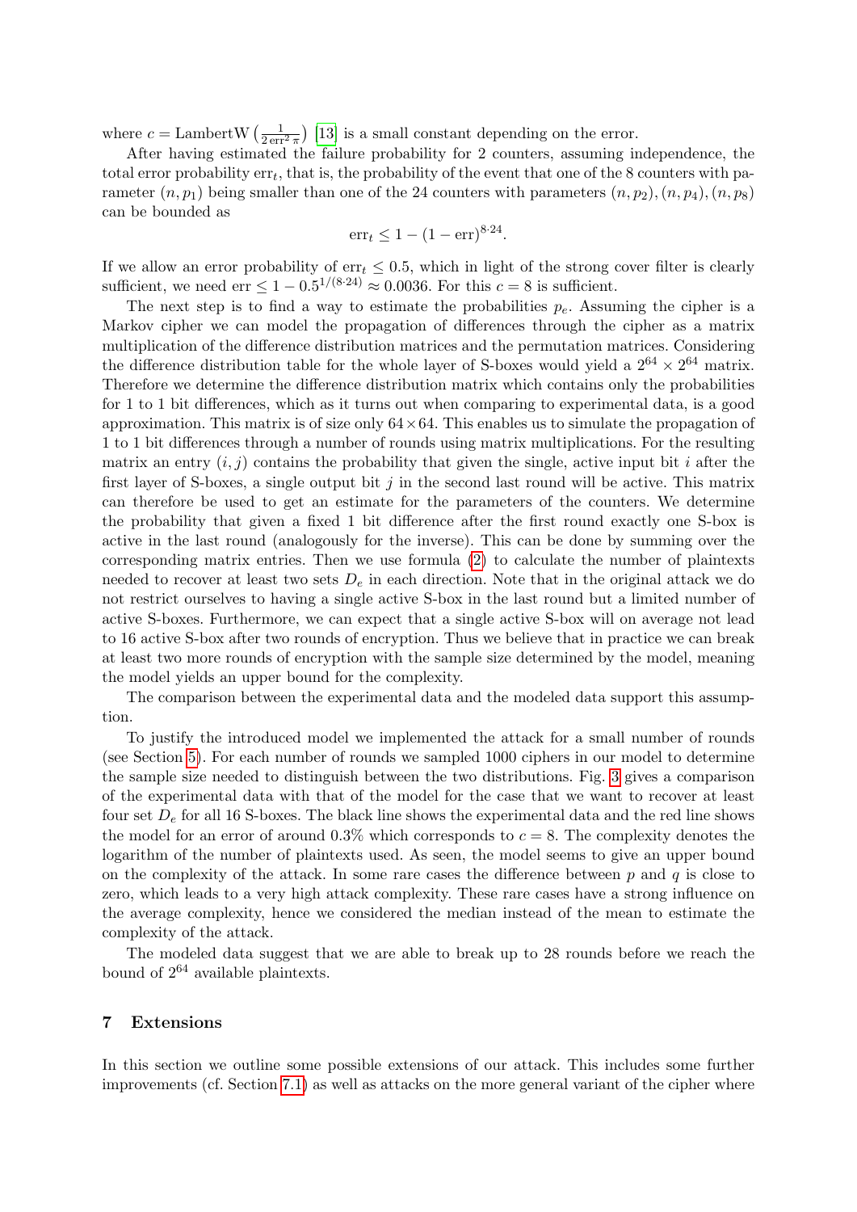where $c = \text{LambertW}\left(\frac{1}{2\,\text{err}^2\,\pi}\right)$ [13] is a small constant depending on the error.

After having estimated the failure probability for 2 counters, assuming independence, the total error probability $\text{err}_t$, that is, the probability of the event that one of the 8 counters with parameter $(n, p_1)$ being smaller than one of the 24 counters with parameters $(n, p_2), (n, p_4), (n, p_8)$ can be bounded as

$$\text{err}_t \leq 1 - (1 - \text{err})^{8 \cdot 24}.$$

If we allow an error probability of $\text{err}_t \leq 0.5$, which in light of the strong cover filter is clearly sufficient, we need $\text{err} \leq 1 - 0.5^{1/(8 \cdot 24)} \approx 0.0036$. For this $c = 8$ is sufficient.

The next step is to find a way to estimate the probabilities $p_e$. Assuming the cipher is a Markov cipher we can model the propagation of differences through the cipher as a matrix multiplication of the difference distribution matrices and the permutation matrices. Considering the difference distribution table for the whole layer of S-boxes would yield a $2^{64} \times 2^{64}$ matrix. Therefore we determine the difference distribution matrix which contains only the probabilities for 1 to 1 bit differences, which as it turns out when comparing to experimental data, is a good approximation. This matrix is of size only $64 \times 64$. This enables us to simulate the propagation of 1 to 1 bit differences through a number of rounds using matrix multiplications. For the resulting matrix an entry $(i, j)$ contains the probability that given the single, active input bit $i$ after the first layer of S-boxes, a single output bit $j$ in the second last round will be active. This matrix can therefore be used to get an estimate for the parameters of the counters. We determine the probability that given a fixed 1 bit difference after the first round exactly one S-box is active in the last round (analogously for the inverse). This can be done by summing over the corresponding matrix entries. Then we use formula (2) to calculate the number of plaintexts needed to recover at least two sets $D_e$ in each direction. Note that in the original attack we do not restrict ourselves to having a single active S-box in the last round but a limited number of active S-boxes. Furthermore, we can expect that a single active S-box will on average not lead to 16 active S-box after two rounds of encryption. Thus we believe that in practice we can break at least two more rounds of encryption with the sample size determined by the model, meaning the model yields an upper bound for the complexity.

The comparison between the experimental data and the modeled data support this assumption.

To justify the introduced model we implemented the attack for a small number of rounds (see Section 5). For each number of rounds we sampled 1000 ciphers in our model to determine the sample size needed to distinguish between the two distributions. Fig. 3 gives a comparison of the experimental data with that of the model for the case that we want to recover at least four set $D_e$ for all 16 S-boxes. The black line shows the experimental data and the red line shows the model for an error of around 0.3% which corresponds to $c = 8$. The complexity denotes the logarithm of the number of plaintexts used. As seen, the model seems to give an upper bound on the complexity of the attack. In some rare cases the difference between $p$ and $q$ is close to zero, which leads to a very high attack complexity. These rare cases have a strong influence on the average complexity, hence we considered the median instead of the mean to estimate the complexity of the attack.

The modeled data suggest that we are able to break up to 28 rounds before we reach the bound of $2^{64}$ available plaintexts.

## 7 Extensions

In this section we outline some possible extensions of our attack. This includes some further improvements (cf. Section 7.1) as well as attacks on the more general variant of the cipher where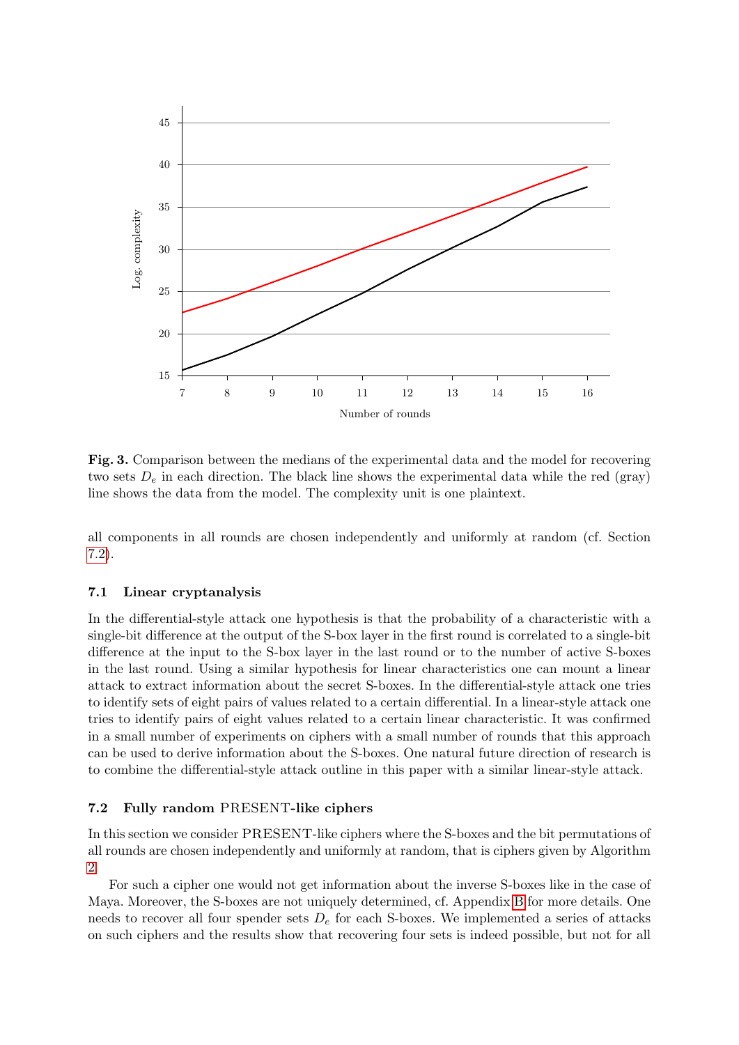45

40

35

30

25

20

15

Log. complexity

7 8 9 10 11 12 13 14 15 16

Number of rounds

**Fig. 3.** Comparison between the medians of the experimental data and the model for recovering two sets $D_e$ in each direction. The black line shows the experimental data while the red (gray) line shows the data from the model. The complexity unit is one plaintext.

all components in all rounds are chosen independently and uniformly at random (cf. Section 7.2).

### 7.1 Linear cryptanalysis

In the differential-style attack one hypothesis is that the probability of a characteristic with a single-bit difference at the output of the S-box layer in the first round is correlated to a single-bit difference at the input to the S-box layer in the last round or to the number of active S-boxes in the last round. Using a similar hypothesis for linear characteristics one can mount a linear attack to extract information about the secret S-boxes. In the differential-style attack one tries to identify sets of eight pairs of values related to a certain differential. In a linear-style attack one tries to identify pairs of eight values related to a certain linear characteristic. It was confirmed in a small number of experiments on ciphers with a small number of rounds that this approach can be used to derive information about the S-boxes. One natural future direction of research is to combine the differential-style attack outline in this paper with a similar linear-style attack.

### 7.2 Fully random PRESENT-like ciphers

In this section we consider PRESENT-like ciphers where the S-boxes and the bit permutations of all rounds are chosen independently and uniformly at random, that is ciphers given by Algorithm 2.

For such a cipher one would not get information about the inverse S-boxes like in the case of Maya. Moreover, the S-boxes are not uniquely determined, cf. Appendix B for more details. One needs to recover all four spender sets $D_e$ for each S-boxes. We implemented a series of attacks on such ciphers and the results show that recovering four sets is indeed possible, but not for all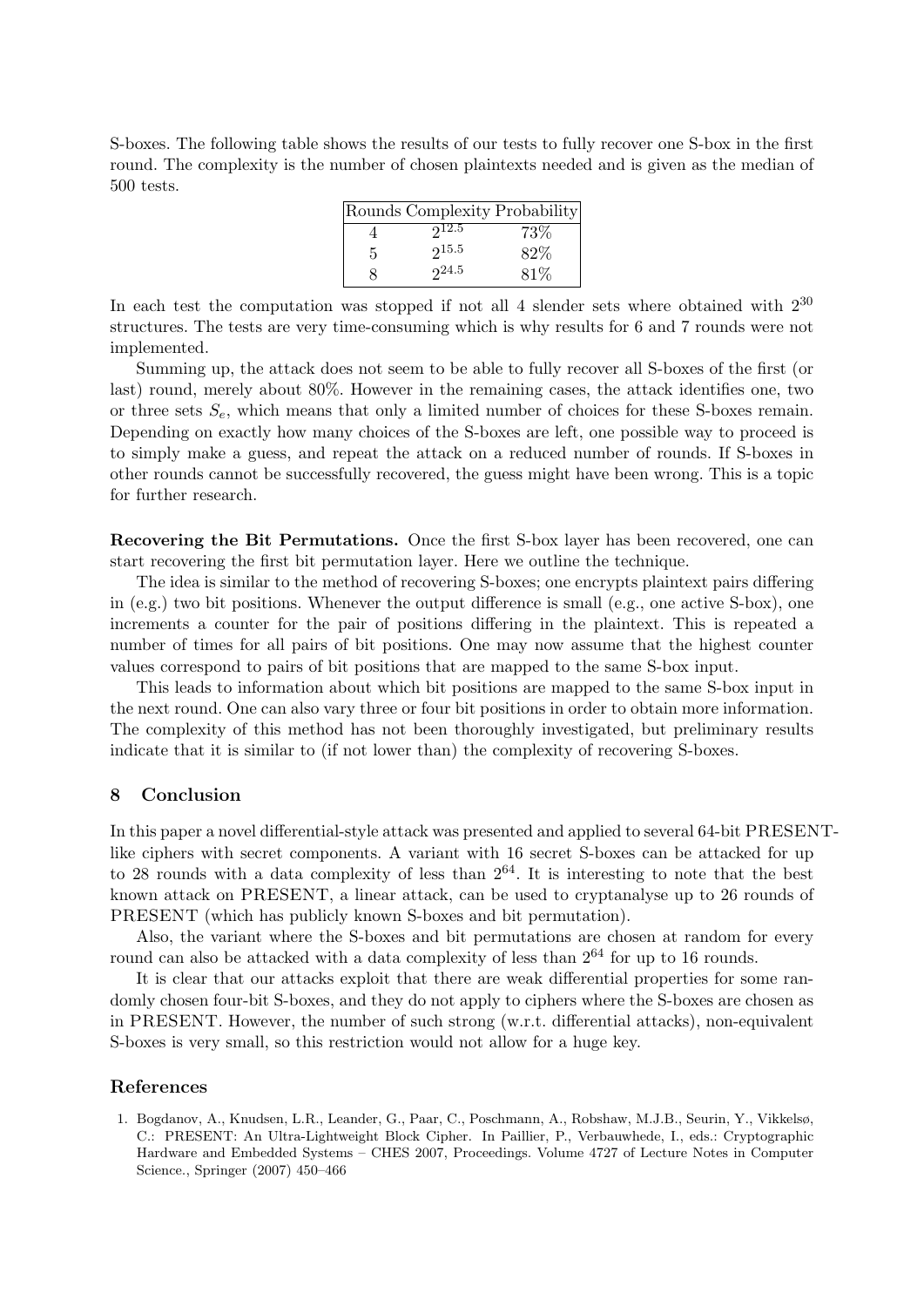S-boxes. The following table shows the results of our tests to fully recover one S-box in the first round. The complexity is the number of chosen plaintexts needed and is given as the median of 500 tests.

| Rounds | Complexity | Probability |
|---|---|---|
| 4 | $2^{12.5}$ | 73% |
| 5 | $2^{15.5}$ | 82% |
| 8 | $2^{24.5}$ | 81% |

In each test the computation was stopped if not all 4 slender sets where obtained with $2^{30}$ structures. The tests are very time-consuming which is why results for 6 and 7 rounds were not implemented.

Summing up, the attack does not seem to be able to fully recover all S-boxes of the first (or last) round, merely about 80%. However in the remaining cases, the attack identifies one, two or three sets $S_e$, which means that only a limited number of choices for these S-boxes remain. Depending on exactly how many choices of the S-boxes are left, one possible way to proceed is to simply make a guess, and repeat the attack on a reduced number of rounds. If S-boxes in other rounds cannot be successfully recovered, the guess might have been wrong. This is a topic for further research.

**Recovering the Bit Permutations.** Once the first S-box layer has been recovered, one can start recovering the first bit permutation layer. Here we outline the technique.

The idea is similar to the method of recovering S-boxes; one encrypts plaintext pairs differing in (e.g.) two bit positions. Whenever the output difference is small (e.g., one active S-box), one increments a counter for the pair of positions differing in the plaintext. This is repeated a number of times for all pairs of bit positions. One may now assume that the highest counter values correspond to pairs of bit positions that are mapped to the same S-box input.

This leads to information about which bit positions are mapped to the same S-box input in the next round. One can also vary three or four bit positions in order to obtain more information. The complexity of this method has not been thoroughly investigated, but preliminary results indicate that it is similar to (if not lower than) the complexity of recovering S-boxes.

## 8 Conclusion

In this paper a novel differential-style attack was presented and applied to several 64-bit PRESENT-like ciphers with secret components. A variant with 16 secret S-boxes can be attacked for up to 28 rounds with a data complexity of less than $2^{64}$. It is interesting to note that the best known attack on PRESENT, a linear attack, can be used to cryptanalyse up to 26 rounds of PRESENT (which has publicly known S-boxes and bit permutation).

Also, the variant where the S-boxes and bit permutations are chosen at random for every round can also be attacked with a data complexity of less than $2^{64}$ for up to 16 rounds.

It is clear that our attacks exploit that there are weak differential properties for some randomly chosen four-bit S-boxes, and they do not apply to ciphers where the S-boxes are chosen as in PRESENT. However, the number of such strong (w.r.t. differential attacks), non-equivalent S-boxes is very small, so this restriction would not allow for a huge key.

## References

1. Bogdanov, A., Knudsen, L.R., Leander, G., Paar, C., Poschmann, A., Robshaw, M.J.B., Seurin, Y., Vikkelsø, C.: PRESENT: An Ultra-Lightweight Block Cipher. In Paillier, P., Verbauwhede, I., eds.: Cryptographic Hardware and Embedded Systems – CHES 2007, Proceedings. Volume 4727 of Lecture Notes in Computer Science., Springer (2007) 450–466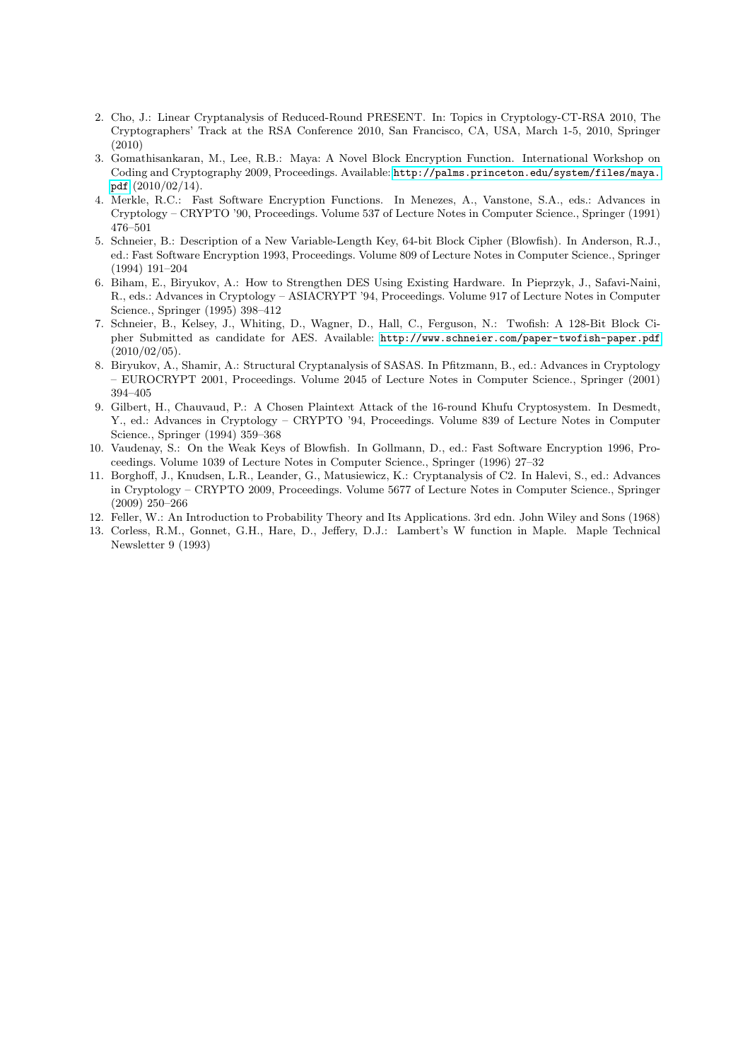2. Cho, J.: Linear Cryptanalysis of Reduced-Round PRESENT. In: Topics in Cryptology-CT-RSA 2010, The Cryptographers' Track at the RSA Conference 2010, San Francisco, CA, USA, March 1-5, 2010, Springer (2010)
3. Gomathisankaran, M., Lee, R.B.: Maya: A Novel Block Encryption Function. International Workshop on Coding and Cryptography 2009, Proceedings. Available: http://palms.princeton.edu/system/files/maya.pdf (2010/02/14).
4. Merkle, R.C.: Fast Software Encryption Functions. In Menezes, A., Vanstone, S.A., eds.: Advances in Cryptology – CRYPTO '90, Proceedings. Volume 537 of Lecture Notes in Computer Science., Springer (1991) 476–501
5. Schneier, B.: Description of a New Variable-Length Key, 64-bit Block Cipher (Blowfish). In Anderson, R.J., ed.: Fast Software Encryption 1993, Proceedings. Volume 809 of Lecture Notes in Computer Science., Springer (1994) 191–204
6. Biham, E., Biryukov, A.: How to Strengthen DES Using Existing Hardware. In Pieprzyk, J., Safavi-Naini, R., eds.: Advances in Cryptology – ASIACRYPT '94, Proceedings. Volume 917 of Lecture Notes in Computer Science., Springer (1995) 398–412
7. Schneier, B., Kelsey, J., Whiting, D., Wagner, D., Hall, C., Ferguson, N.: Twofish: A 128-Bit Block Cipher Submitted as candidate for AES. Available: http://www.schneier.com/paper-twofish-paper.pdf (2010/02/05).
8. Biryukov, A., Shamir, A.: Structural Cryptanalysis of SASAS. In Pfitzmann, B., ed.: Advances in Cryptology – EUROCRYPT 2001, Proceedings. Volume 2045 of Lecture Notes in Computer Science., Springer (2001) 394–405
9. Gilbert, H., Chauvaud, P.: A Chosen Plaintext Attack of the 16-round Khufu Cryptosystem. In Desmedt, Y., ed.: Advances in Cryptology – CRYPTO '94, Proceedings. Volume 839 of Lecture Notes in Computer Science., Springer (1994) 359–368
10. Vaudenay, S.: On the Weak Keys of Blowfish. In Gollmann, D., ed.: Fast Software Encryption 1996, Proceedings. Volume 1039 of Lecture Notes in Computer Science., Springer (1996) 27–32
11. Borghoff, J., Knudsen, L.R., Leander, G., Matusiewicz, K.: Cryptanalysis of C2. In Halevi, S., ed.: Advances in Cryptology – CRYPTO 2009, Proceedings. Volume 5677 of Lecture Notes in Computer Science., Springer (2009) 250–266
12. Feller, W.: An Introduction to Probability Theory and Its Applications. 3rd edn. John Wiley and Sons (1968)
13. Corless, R.M., Gonnet, G.H., Hare, D., Jeffery, D.J.: Lambert's W function in Maple. Maple Technical Newsletter 9 (1993)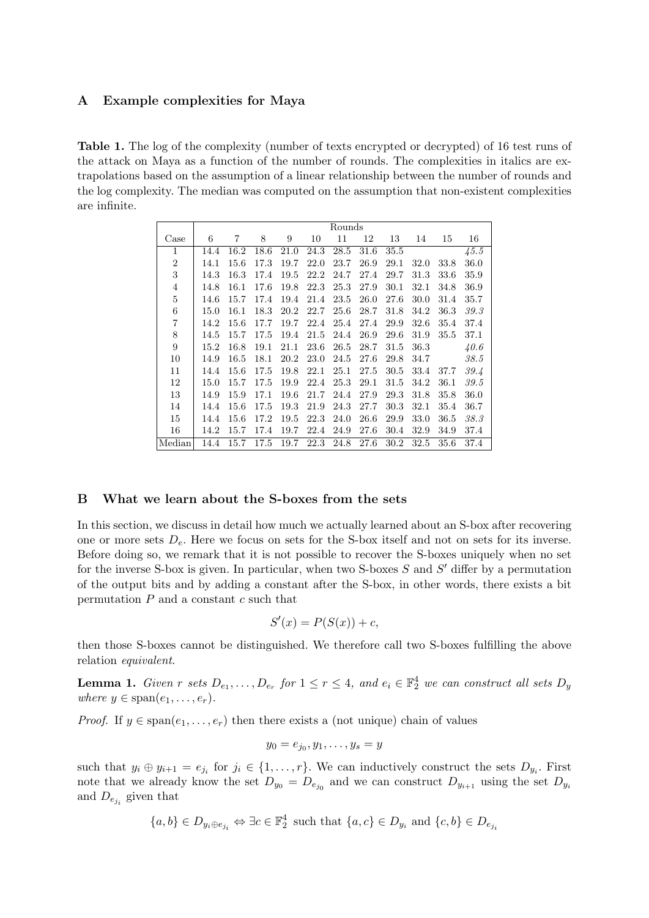## A Example complexities for Maya

**Table 1.** The log of the complexity (number of texts encrypted or decrypted) of 16 test runs of the attack on Maya as a function of the number of rounds. The complexities in italics are extrapolations based on the assumption of a linear relationship between the number of rounds and the log complexity. The median was computed on the assumption that non-existent complexities are infinite.

| | Rounds | | | | | | | | | | |
|---|---|---|---|---|---|---|---|---|---|---|---|
| Case | 6 | 7 | 8 | 9 | 10 | 11 | 12 | 13 | 14 | 15 | 16 |
| 1 | 14.4 | 16.2 | 18.6 | 21.0 | 24.3 | 28.5 | 31.6 | 35.5 | | | *45.5* |
| 2 | 14.1 | 15.6 | 17.3 | 19.7 | 22.0 | 23.7 | 26.9 | 29.1 | 32.0 | 33.8 | 36.0 |
| 3 | 14.3 | 16.3 | 17.4 | 19.5 | 22.2 | 24.7 | 27.4 | 29.7 | 31.3 | 33.6 | 35.9 |
| 4 | 14.8 | 16.1 | 17.6 | 19.8 | 22.3 | 25.3 | 27.9 | 30.1 | 32.1 | 34.8 | 36.9 |
| 5 | 14.6 | 15.7 | 17.4 | 19.4 | 21.4 | 23.5 | 26.0 | 27.6 | 30.0 | 31.4 | 35.7 |
| 6 | 15.0 | 16.1 | 18.3 | 20.2 | 22.7 | 25.6 | 28.7 | 31.8 | 34.2 | 36.3 | *39.3* |
| 7 | 14.2 | 15.6 | 17.7 | 19.7 | 22.4 | 25.4 | 27.4 | 29.9 | 32.6 | 35.4 | 37.4 |
| 8 | 14.5 | 15.7 | 17.5 | 19.4 | 21.5 | 24.4 | 26.9 | 29.6 | 31.9 | 35.5 | 37.1 |
| 9 | 15.2 | 16.8 | 19.1 | 21.1 | 23.6 | 26.5 | 28.7 | 31.5 | 36.3 | | *40.6* |
| 10 | 14.9 | 16.5 | 18.1 | 20.2 | 23.0 | 24.5 | 27.6 | 29.8 | 34.7 | | *38.5* |
| 11 | 14.4 | 15.6 | 17.5 | 19.8 | 22.1 | 25.1 | 27.5 | 30.5 | 33.4 | 37.7 | *39.4* |
| 12 | 15.0 | 15.7 | 17.5 | 19.9 | 22.4 | 25.3 | 29.1 | 31.5 | 34.2 | 36.1 | *39.5* |
| 13 | 14.9 | 15.9 | 17.1 | 19.6 | 21.7 | 24.4 | 27.9 | 29.3 | 31.8 | 35.8 | 36.0 |
| 14 | 14.4 | 15.6 | 17.5 | 19.3 | 21.9 | 24.3 | 27.7 | 30.3 | 32.1 | 35.4 | 36.7 |
| 15 | 14.4 | 15.6 | 17.2 | 19.5 | 22.3 | 24.0 | 26.6 | 29.9 | 33.0 | 36.5 | *38.3* |
| 16 | 14.2 | 15.7 | 17.4 | 19.7 | 22.4 | 24.9 | 27.6 | 30.4 | 32.9 | 34.9 | 37.4 |
| Median | 14.4 | 15.7 | 17.5 | 19.7 | 22.3 | 24.8 | 27.6 | 30.2 | 32.5 | 35.6 | 37.4 |

## B What we learn about the S-boxes from the sets

In this section, we discuss in detail how much we actually learned about an S-box after recovering one or more sets $D_e$. Here we focus on sets for the S-box itself and not on sets for its inverse. Before doing so, we remark that it is not possible to recover the S-boxes uniquely when no set for the inverse S-box is given. In particular, when two S-boxes $S$ and $S'$ differ by a permutation of the output bits and by adding a constant after the S-box, in other words, there exists a bit permutation $P$ and a constant $c$ such that

$$S'(x) = P(S(x)) + c,$$

then those S-boxes cannot be distinguished. We therefore call two S-boxes fulfilling the above relation *equivalent*.

**Lemma 1.** *Given $r$ sets $D_{e_1}, \ldots, D_{e_r}$ for $1 \leq r \leq 4$, and $e_i \in \mathbb{F}_2^4$ we can construct all sets $D_y$ where $y \in \operatorname{span}(e_1, \ldots, e_r)$.*

*Proof.* If $y \in \operatorname{span}(e_1, \ldots, e_r)$ then there exists a (not unique) chain of values

$$y_0 = e_{j_0}, y_1, \ldots, y_s = y$$

such that $y_i \oplus y_{i+1} = e_{j_i}$ for $j_i \in \{1, \ldots, r\}$. We can inductively construct the sets $D_{y_i}$. First note that we already know the set $D_{y_0} = D_{e_{j_0}}$ and we can construct $D_{y_{i+1}}$ using the set $D_{y_i}$ and $D_{e_{j_i}}$ given that

$$\{a, b\} \in D_{y_i \oplus e_{j_i}} \Leftrightarrow \exists c \in \mathbb{F}_2^4 \text{ such that } \{a, c\} \in D_{y_i} \text{ and } \{c, b\} \in D_{e_{j_i}}$$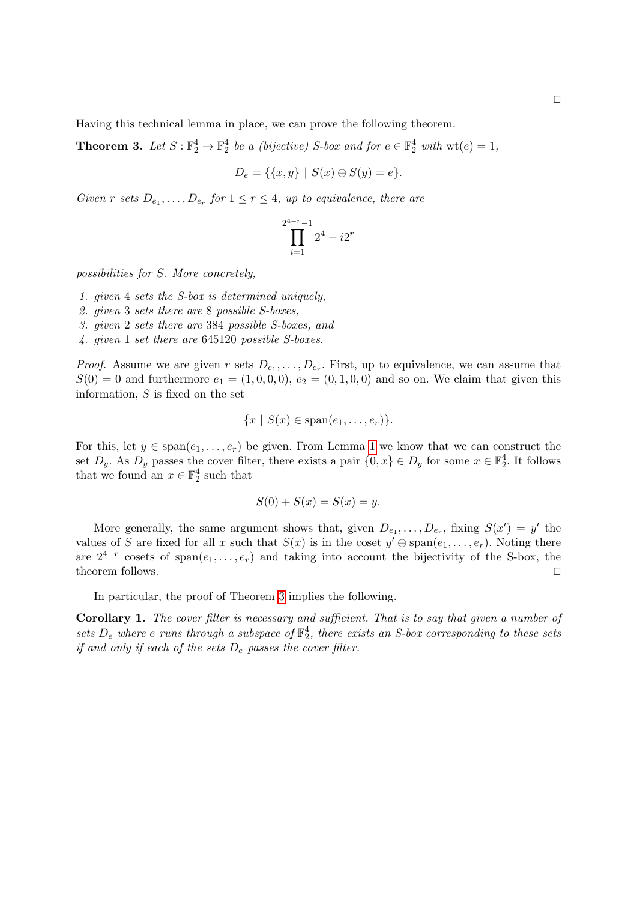□

Having this technical lemma in place, we can prove the following theorem.

**Theorem 3.** *Let $S : \mathbb{F}_2^4 \to \mathbb{F}_2^4$ be a (bijective) S-box and for $e \in \mathbb{F}_2^4$ with $\mathrm{wt}(e) = 1$,*

$$D_e = \{\{x, y\} \mid S(x) \oplus S(y) = e\}.$$

*Given $r$ sets $D_{e_1}, \ldots, D_{e_r}$ for $1 \le r \le 4$, up to equivalence, there are*

$$\prod_{i=1}^{2^{4-r}-1} 2^4 - i2^r$$

*possibilities for $S$. More concretely,*

1. *given 4 sets the S-box is determined uniquely,*
2. *given 3 sets there are 8 possible S-boxes,*
3. *given 2 sets there are 384 possible S-boxes, and*
4. *given 1 set there are 645120 possible S-boxes.*

*Proof.* Assume we are given $r$ sets $D_{e_1}, \ldots, D_{e_r}$. First, up to equivalence, we can assume that $S(0) = 0$ and furthermore $e_1 = (1, 0, 0, 0)$, $e_2 = (0, 1, 0, 0)$ and so on. We claim that given this information, $S$ is fixed on the set

$$\{x \mid S(x) \in \mathrm{span}(e_1, \ldots, e_r)\}.$$

For this, let $y \in \mathrm{span}(e_1, \ldots, e_r)$ be given. From Lemma 1 we know that we can construct the set $D_y$. As $D_y$ passes the cover filter, there exists a pair $\{0, x\} \in D_y$ for some $x \in \mathbb{F}_2^4$. It follows that we found an $x \in \mathbb{F}_2^4$ such that

$$S(0) + S(x) = S(x) = y.$$

More generally, the same argument shows that, given $D_{e_1}, \ldots, D_{e_r}$, fixing $S(x') = y'$ the values of $S$ are fixed for all $x$ such that $S(x)$ is in the coset $y' \oplus \mathrm{span}(e_1, \ldots, e_r)$. Noting there are $2^{4-r}$ cosets of $\mathrm{span}(e_1, \ldots, e_r)$ and taking into account the bijectivity of the S-box, the theorem follows. □

In particular, the proof of Theorem 3 implies the following.

**Corollary 1.** *The cover filter is necessary and sufficient. That is to say that given a number of sets $D_e$ where $e$ runs through a subspace of $\mathbb{F}_2^4$, there exists an S-box corresponding to these sets if and only if each of the sets $D_e$ passes the cover filter.*